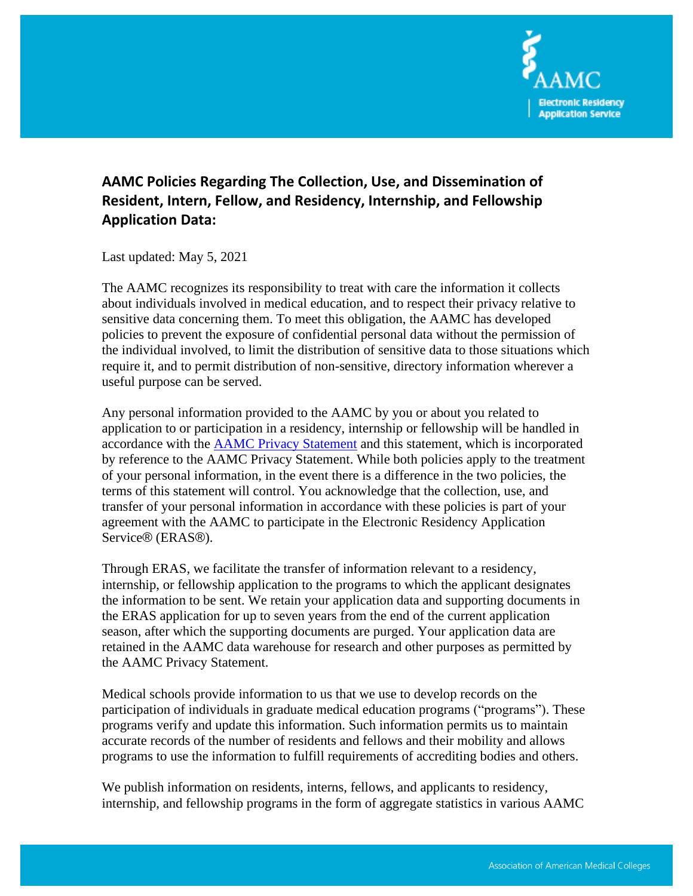## AAMC Policies Regarding The Collection, Use, and Dissemination of Resident, Intern, Fellow, and Residency, Internship, and Fellowship Application Data:

Last updated: May 5, 2021

The AAMC recognizes its responsibility to treat with care the information it collects about individuals involved in medical education, and to respect their privacy relative to sensitive data concerning them. To meet this obligation, the AAMC has developed policies to prevent the exposure of confidential personal data without the permission of the individual involved, to limit the distribution of sensitive data to those situations which require it, and to permit distribution of non-sensitive, directory information wherever a useful purpose can be served.

Any personal information provided to the AAMC by you or about you related to application to or participation in a residency, internship or fellowship will be handled in accordance with the AAMC Privacy Statement and this statement, which is incorporated by reference to the AAMC Privacy Statement. While both policies apply to the treatment of your personal information, in the event there is a difference in the two policies, the terms of this statement will control. You acknowledge that the collection, use, and transfer of your personal information in accordance with these policies is part of your agreement with the AAMC to participate in the Electronic Residency Application Service® (ERAS®).

Through ERAS, we facilitate the transfer of information relevant to a residency, internship, or fellowship application to the programs to which the applicant designates the information to be sent. We retain your application data and supporting documents in the ERAS application for up to seven years from the end of the current application season, after which the supporting documents are purged. Your application data are retained in the AAMC data warehouse for research and other purposes as permitted by the AAMC Privacy Statement.

Medical schools provide information to us that we use to develop records on the participation of individuals in graduate medical education programs ("programs"). These programs verify and update this information. Such information permits us to maintain accurate records of the number of residents and fellows and their mobility and allows programs to use the information to fulfill requirements of accrediting bodies and others.

We publish information on residents, interns, fellows, and applicants to residency, internship, and fellowship programs in the form of aggregate statistics in various AAMC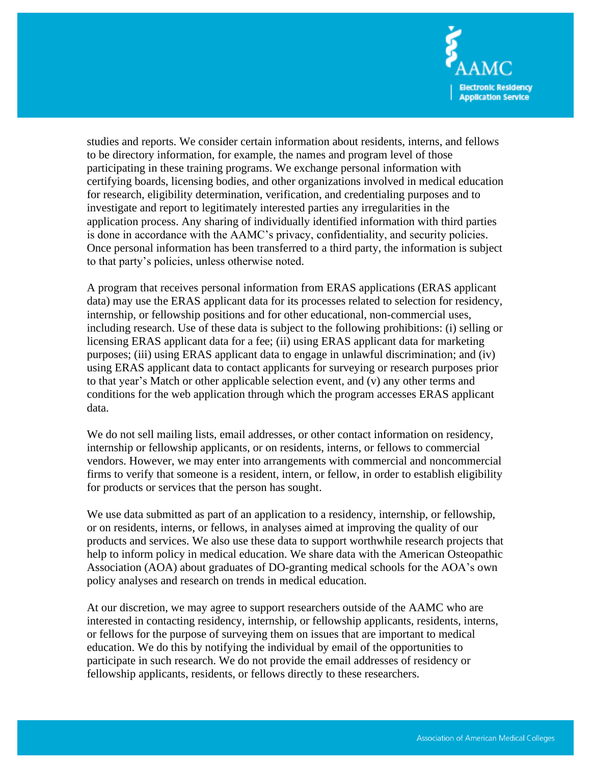studies and reports. We consider certain information about residents, interns, and fellows to be directory information, for example, the names and program level of those participating in these training programs. We exchange personal information with certifying boards, licensing bodies, and other organizations involved in medical education for research, eligibility determination, verification, and credentialing purposes and to investigate and report to legitimately interested parties any irregularities in the application process. Any sharing of individually identified information with third parties is done in accordance with the AAMC's privacy, confidentiality, and security policies. Once personal information has been transferred to a third party, the information is subject to that party's policies, unless otherwise noted.

A program that receives personal information from ERAS applications (ERAS applicant data) may use the ERAS applicant data for its processes related to selection for residency, internship, or fellowship positions and for other educational, non-commercial uses, including research. Use of these data is subject to the following prohibitions: (i) selling or licensing ERAS applicant data for a fee; (ii) using ERAS applicant data for marketing purposes; (iii) using ERAS applicant data to engage in unlawful discrimination; and (iv) using ERAS applicant data to contact applicants for surveying or research purposes prior to that year's Match or other applicable selection event, and (v) any other terms and conditions for the web application through which the program accesses ERAS applicant data.

We do not sell mailing lists, email addresses, or other contact information on residency, internship or fellowship applicants, or on residents, interns, or fellows to commercial vendors. However, we may enter into arrangements with commercial and noncommercial firms to verify that someone is a resident, intern, or fellow, in order to establish eligibility for products or services that the person has sought.

We use data submitted as part of an application to a residency, internship, or fellowship, or on residents, interns, or fellows, in analyses aimed at improving the quality of our products and services. We also use these data to support worthwhile research projects that help to inform policy in medical education. We share data with the American Osteopathic Association (AOA) about graduates of DO-granting medical schools for the AOA's own policy analyses and research on trends in medical education.

At our discretion, we may agree to support researchers outside of the AAMC who are interested in contacting residency, internship, or fellowship applicants, residents, interns, or fellows for the purpose of surveying them on issues that are important to medical education. We do this by notifying the individual by email of the opportunities to participate in such research. We do not provide the email addresses of residency or fellowship applicants, residents, or fellows directly to these researchers.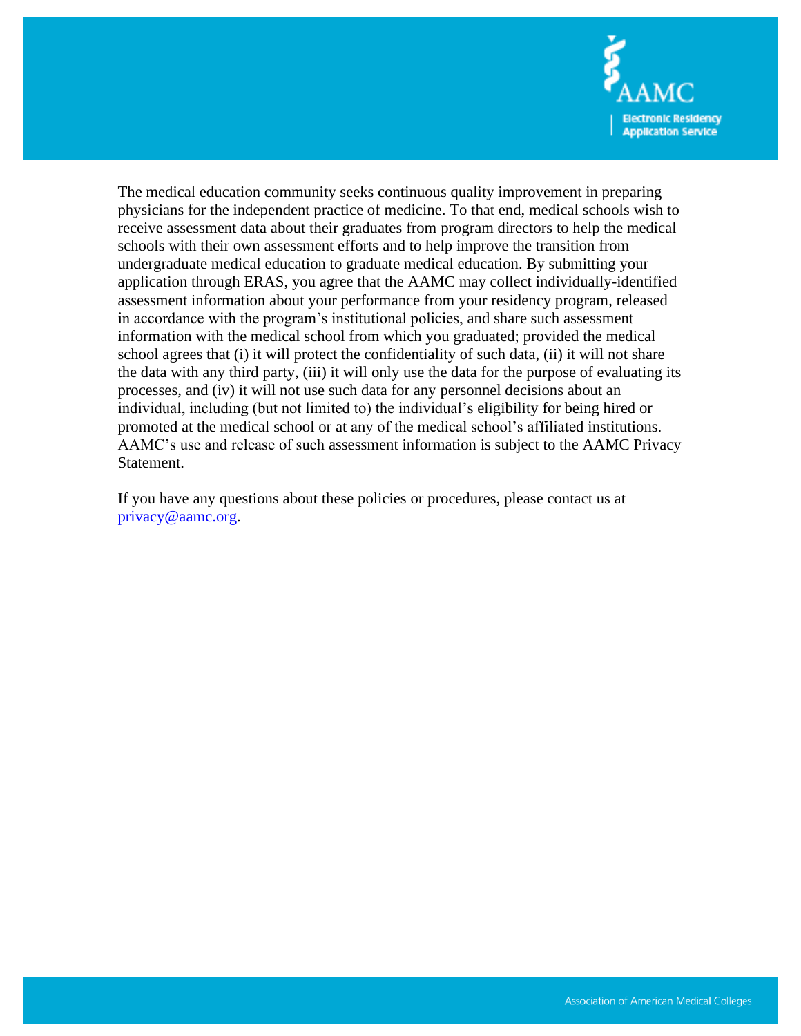The medical education community seeks continuous quality improvement in preparing physicians for the independent practice of medicine. To that end, medical schools wish to receive assessment data about their graduates from program directors to help the medical schools with their own assessment efforts and to help improve the transition from undergraduate medical education to graduate medical education. By submitting your application through ERAS, you agree that the AAMC may collect individually-identified assessment information about your performance from your residency program, released in accordance with the program's institutional policies, and share such assessment information with the medical school from which you graduated; provided the medical school agrees that (i) it will protect the confidentiality of such data, (ii) it will not share the data with any third party, (iii) it will only use the data for the purpose of evaluating its processes, and (iv) it will not use such data for any personnel decisions about an individual, including (but not limited to) the individual's eligibility for being hired or promoted at the medical school or at any of the medical school's affiliated institutions. AAMC's use and release of such assessment information is subject to the AAMC Privacy Statement.

If you have any questions about these policies or procedures, please contact us at [privacy@aamc.org](mailto:privacy@aamc.org).